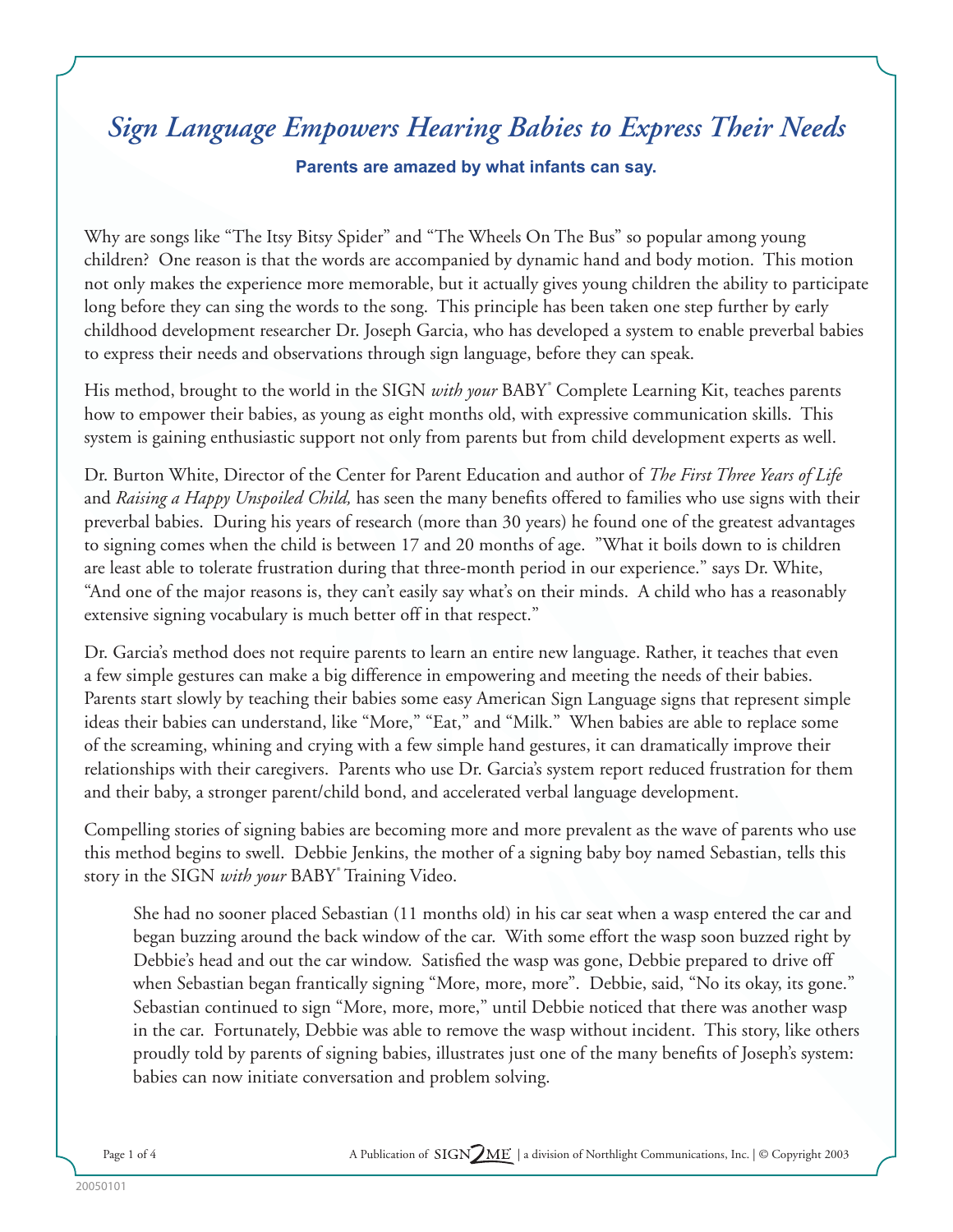# *Sign Language Empowers Hearing Babies to Express Their Needs*

**Parents are amazed by what infants can say.**

Why are songs like "The Itsy Bitsy Spider" and "The Wheels On The Bus" so popular among young children? One reason is that the words are accompanied by dynamic hand and body motion. This motion not only makes the experience more memorable, but it actually gives young children the ability to participate long before they can sing the words to the song. This principle has been taken one step further by early childhood development researcher Dr. Joseph Garcia, who has developed a system to enable preverbal babies to express their needs and observations through sign language, before they can speak.

His method, brought to the world in the SIGN *with your* BABY® Complete Learning Kit, teaches parents how to empower their babies, as young as eight months old, with expressive communication skills. This system is gaining enthusiastic support not only from parents but from child development experts as well.

Dr. Burton White, Director of the Center for Parent Education and author of *The First Three Years of Life* and *Raising a Happy Unspoiled Child,* has seen the many benefits offered to families who use signs with their preverbal babies. During his years of research (more than 30 years) he found one of the greatest advantages to signing comes when the child is between 17 and 20 months of age. "What it boils down to is children are least able to tolerate frustration during that three-month period in our experience." says Dr. White, "And one of the major reasons is, they can't easily say what's on their minds. A child who has a reasonably extensive signing vocabulary is much better off in that respect."

Dr. Garcia's method does not require parents to learn an entire new language. Rather, it teaches that even a few simple gestures can make a big difference in empowering and meeting the needs of their babies. Parents start slowly by teaching their babies some easy American Sign Language signs that represent simple ideas their babies can understand, like "More," "Eat," and "Milk." When babies are able to replace some of the screaming, whining and crying with a few simple hand gestures, it can dramatically improve their relationships with their caregivers. Parents who use Dr. Garcia's system report reduced frustration for them and their baby, a stronger parent/child bond, and accelerated verbal language development.

Compelling stories of signing babies are becoming more and more prevalent as the wave of parents who use this method begins to swell. Debbie Jenkins, the mother of a signing baby boy named Sebastian, tells this story in the SIGN *with your* BABY® Training Video.

> She had no sooner placed Sebastian (11 months old) in his car seat when a wasp entered the car and began buzzing around the back window of the car. With some effort the wasp soon buzzed right by Debbie's head and out the car window. Satisfied the wasp was gone, Debbie prepared to drive off when Sebastian began frantically signing "More, more, more". Debbie, said, "No its okay, its gone." Sebastian continued to sign "More, more, more," until Debbie noticed that there was another wasp in the car. Fortunately, Debbie was able to remove the wasp without incident. This story, like others proudly told by parents of signing babies, illustrates just one of the many benefits of Joseph's system: babies can now initiate conversation and problem solving.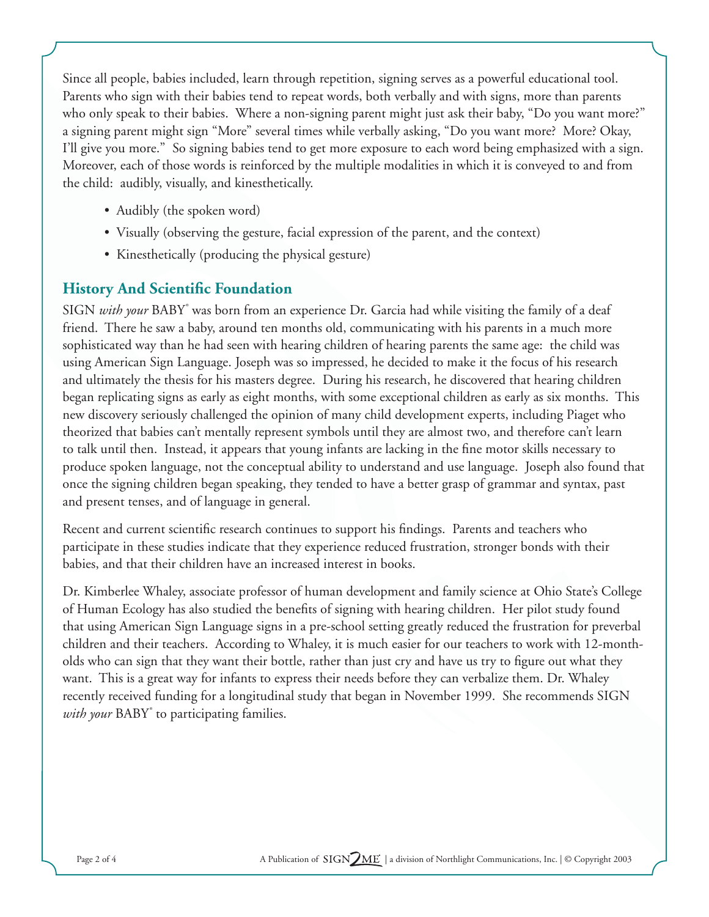Since all people, babies included, learn through repetition, signing serves as a powerful educational tool. Parents who sign with their babies tend to repeat words, both verbally and with signs, more than parents who only speak to their babies. Where a non-signing parent might just ask their baby, "Do you want more?" a signing parent might sign "More" several times while verbally asking, "Do you want more? More? Okay, I'll give you more." So signing babies tend to get more exposure to each word being emphasized with a sign. Moreover, each of those words is reinforced by the multiple modalities in which it is conveyed to and from the child: audibly, visually, and kinesthetically.

- Audibly (the spoken word)
- Visually (observing the gesture, facial expression of the parent, and the context)
- Kinesthetically (producing the physical gesture)

## History And Scientific Foundation

SIGN *with your* BABY® was born from an experience Dr. Garcia had while visiting the family of a deaf friend. There he saw a baby, around ten months old, communicating with his parents in a much more sophisticated way than he had seen with hearing children of hearing parents the same age: the child was using American Sign Language. Joseph was so impressed, he decided to make it the focus of his research and ultimately the thesis for his masters degree. During his research, he discovered that hearing children began replicating signs as early as eight months, with some exceptional children as early as six months. This new discovery seriously challenged the opinion of many child development experts, including Piaget who theorized that babies can't mentally represent symbols until they are almost two, and therefore can't learn to talk until then. Instead, it appears that young infants are lacking in the fine motor skills necessary to produce spoken language, not the conceptual ability to understand and use language. Joseph also found that once the signing children began speaking, they tended to have a better grasp of grammar and syntax, past and present tenses, and of language in general.

Recent and current scientific research continues to support his findings. Parents and teachers who participate in these studies indicate that they experience reduced frustration, stronger bonds with their babies, and that their children have an increased interest in books.

Dr. Kimberlee Whaley, associate professor of human development and family science at Ohio State's College of Human Ecology has also studied the benefits of signing with hearing children. Her pilot study found that using American Sign Language signs in a pre-school setting greatly reduced the frustration for preverbal children and their teachers. According to Whaley, it is much easier for our teachers to work with 12-month-olds who can sign that they want their bottle, rather than just cry and have us try to figure out what they want. This is a great way for infants to express their needs before they can verbalize them. Dr. Whaley recently received funding for a longitudinal study that began in November 1999. She recommends SIGN *with your* BABY® to participating families.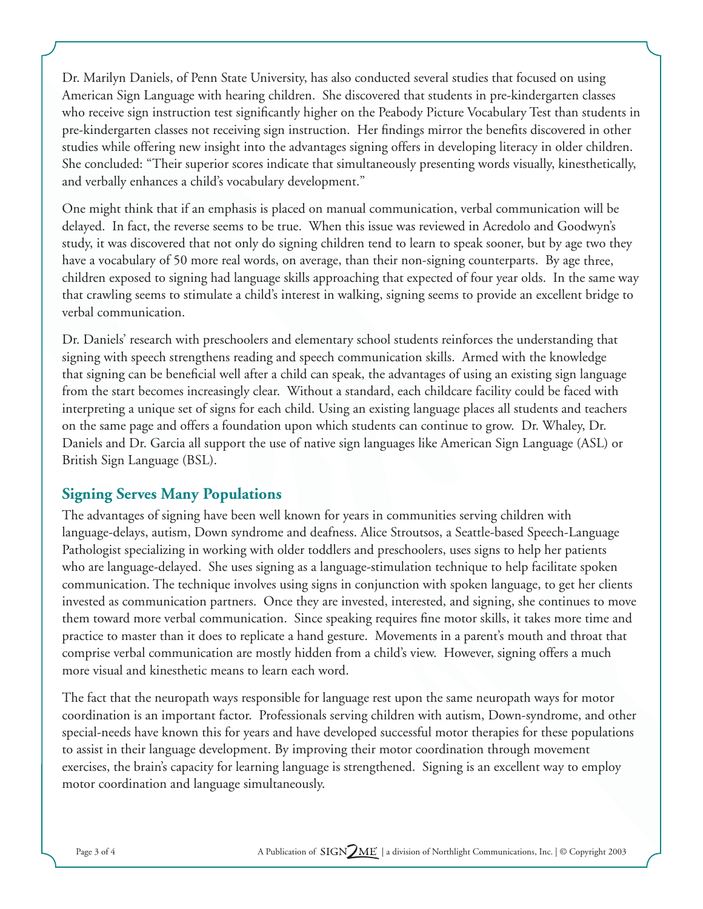Dr. Marilyn Daniels, of Penn State University, has also conducted several studies that focused on using American Sign Language with hearing children. She discovered that students in pre-kindergarten classes who receive sign instruction test significantly higher on the Peabody Picture Vocabulary Test than students in pre-kindergarten classes not receiving sign instruction. Her findings mirror the benefits discovered in other studies while offering new insight into the advantages signing offers in developing literacy in older children. She concluded: "Their superior scores indicate that simultaneously presenting words visually, kinesthetically, and verbally enhances a child's vocabulary development."

One might think that if an emphasis is placed on manual communication, verbal communication will be delayed. In fact, the reverse seems to be true. When this issue was reviewed in Acredolo and Goodwyn's study, it was discovered that not only do signing children tend to learn to speak sooner, but by age two they have a vocabulary of 50 more real words, on average, than their non-signing counterparts. By age three, children exposed to signing had language skills approaching that expected of four year olds. In the same way that crawling seems to stimulate a child's interest in walking, signing seems to provide an excellent bridge to verbal communication.

Dr. Daniels' research with preschoolers and elementary school students reinforces the understanding that signing with speech strengthens reading and speech communication skills. Armed with the knowledge that signing can be beneficial well after a child can speak, the advantages of using an existing sign language from the start becomes increasingly clear. Without a standard, each childcare facility could be faced with interpreting a unique set of signs for each child. Using an existing language places all students and teachers on the same page and offers a foundation upon which students can continue to grow. Dr. Whaley, Dr. Daniels and Dr. Garcia all support the use of native sign languages like American Sign Language (ASL) or British Sign Language (BSL).

## Signing Serves Many Populations

The advantages of signing have been well known for years in communities serving children with language-delays, autism, Down syndrome and deafness. Alice Stroutsos, a Seattle-based Speech-Language Pathologist specializing in working with older toddlers and preschoolers, uses signs to help her patients who are language-delayed. She uses signing as a language-stimulation technique to help facilitate spoken communication. The technique involves using signs in conjunction with spoken language, to get her clients invested as communication partners. Once they are invested, interested, and signing, she continues to move them toward more verbal communication. Since speaking requires fine motor skills, it takes more time and practice to master than it does to replicate a hand gesture. Movements in a parent's mouth and throat that comprise verbal communication are mostly hidden from a child's view. However, signing offers a much more visual and kinesthetic means to learn each word.

The fact that the neuropath ways responsible for language rest upon the same neuropath ways for motor coordination is an important factor. Professionals serving children with autism, Down-syndrome, and other special-needs have known this for years and have developed successful motor therapies for these populations to assist in their language development. By improving their motor coordination through movement exercises, the brain's capacity for learning language is strengthened. Signing is an excellent way to employ motor coordination and language simultaneously.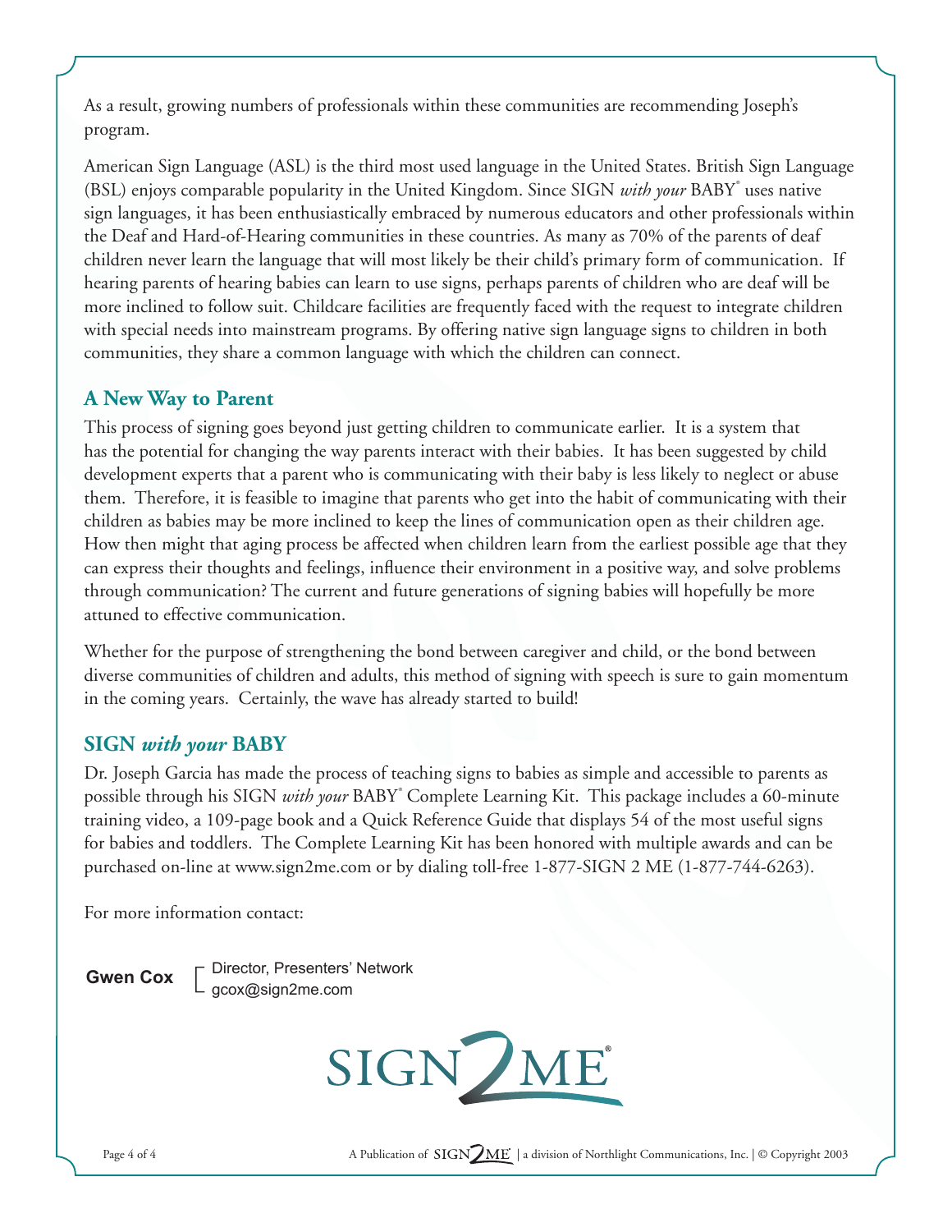As a result, growing numbers of professionals within these communities are recommending Joseph's program.

American Sign Language (ASL) is the third most used language in the United States. British Sign Language (BSL) enjoys comparable popularity in the United Kingdom. Since SIGN *with your* BABY® uses native sign languages, it has been enthusiastically embraced by numerous educators and other professionals within the Deaf and Hard-of-Hearing communities in these countries. As many as 70% of the parents of deaf children never learn the language that will most likely be their child's primary form of communication. If hearing parents of hearing babies can learn to use signs, perhaps parents of children who are deaf will be more inclined to follow suit. Childcare facilities are frequently faced with the request to integrate children with special needs into mainstream programs. By offering native sign language signs to children in both communities, they share a common language with which the children can connect.

## A New Way to Parent

This process of signing goes beyond just getting children to communicate earlier. It is a system that has the potential for changing the way parents interact with their babies. It has been suggested by child development experts that a parent who is communicating with their baby is less likely to neglect or abuse them. Therefore, it is feasible to imagine that parents who get into the habit of communicating with their children as babies may be more inclined to keep the lines of communication open as their children age. How then might that aging process be affected when children learn from the earliest possible age that they can express their thoughts and feelings, influence their environment in a positive way, and solve problems through communication? The current and future generations of signing babies will hopefully be more attuned to effective communication.

Whether for the purpose of strengthening the bond between caregiver and child, or the bond between diverse communities of children and adults, this method of signing with speech is sure to gain momentum in the coming years. Certainly, the wave has already started to build!

## SIGN *with your* BABY

Dr. Joseph Garcia has made the process of teaching signs to babies as simple and accessible to parents as possible through his SIGN *with your* BABY® Complete Learning Kit. This package includes a 60-minute training video, a 109-page book and a Quick Reference Guide that displays 54 of the most useful signs for babies and toddlers. The Complete Learning Kit has been honored with multiple awards and can be purchased on-line at www.sign2me.com or by dialing toll-free 1-877-SIGN 2 ME (1-877-744-6263).

For more information contact:

**Gwen Cox** — Director, Presenters' Network
gcox@sign2me.com

SIGN2ME®

A Publication of SIGN2ME | a division of Northlight Communications, Inc. | © Copyright 2003